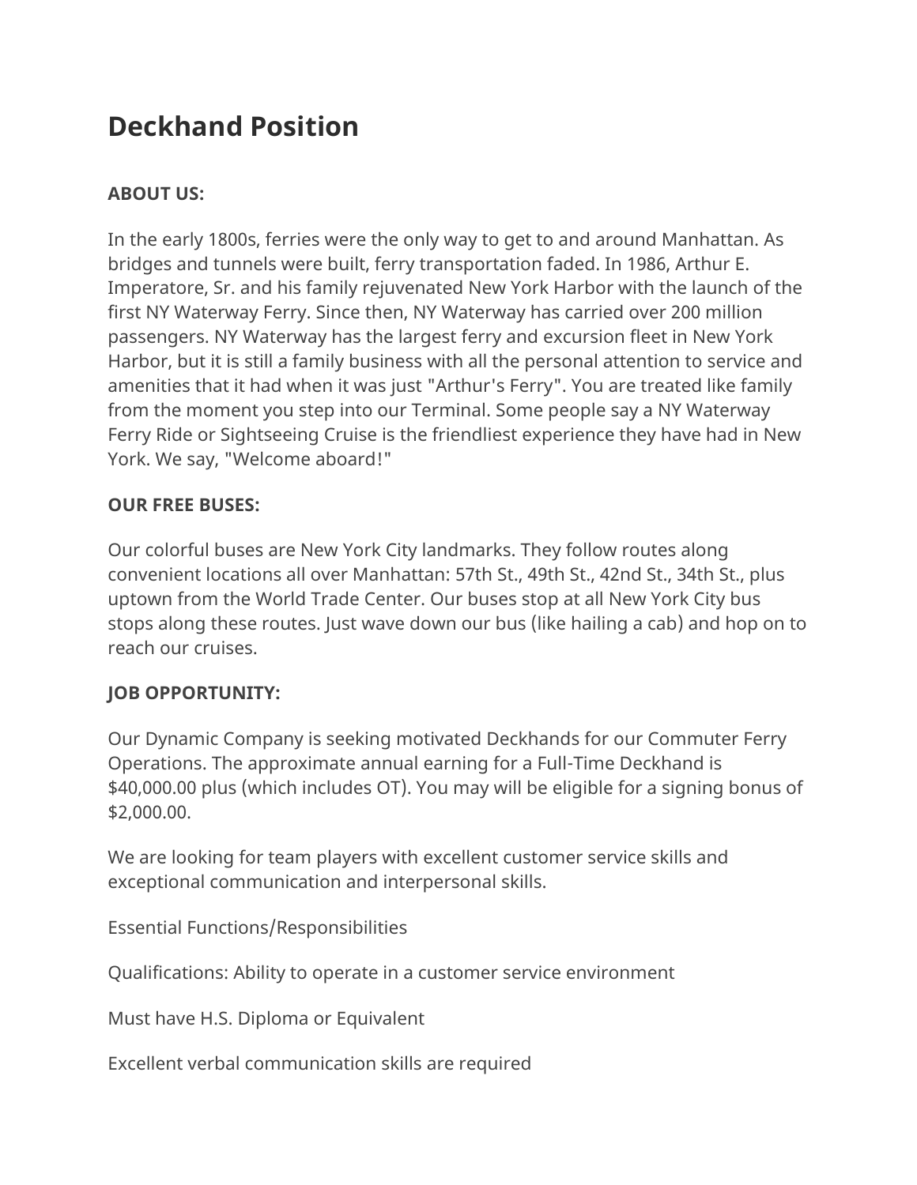# Deckhand Position

**ABOUT US:**

In the early 1800s, ferries were the only way to get to and around Manhattan. As bridges and tunnels were built, ferry transportation faded. In 1986, Arthur E. Imperatore, Sr. and his family rejuvenated New York Harbor with the launch of the first NY Waterway Ferry. Since then, NY Waterway has carried over 200 million passengers. NY Waterway has the largest ferry and excursion fleet in New York Harbor, but it is still a family business with all the personal attention to service and amenities that it had when it was just "Arthur's Ferry". You are treated like family from the moment you step into our Terminal. Some people say a NY Waterway Ferry Ride or Sightseeing Cruise is the friendliest experience they have had in New York. We say, "Welcome aboard!"

**OUR FREE BUSES:**

Our colorful buses are New York City landmarks. They follow routes along convenient locations all over Manhattan: 57th St., 49th St., 42nd St., 34th St., plus uptown from the World Trade Center. Our buses stop at all New York City bus stops along these routes. Just wave down our bus (like hailing a cab) and hop on to reach our cruises.

**JOB OPPORTUNITY:**

Our Dynamic Company is seeking motivated Deckhands for our Commuter Ferry Operations. The approximate annual earning for a Full-Time Deckhand is $40,000.00 plus (which includes OT). You may will be eligible for a signing bonus of $2,000.00.

We are looking for team players with excellent customer service skills and exceptional communication and interpersonal skills.

Essential Functions/Responsibilities

Qualifications: Ability to operate in a customer service environment

Must have H.S. Diploma or Equivalent

Excellent verbal communication skills are required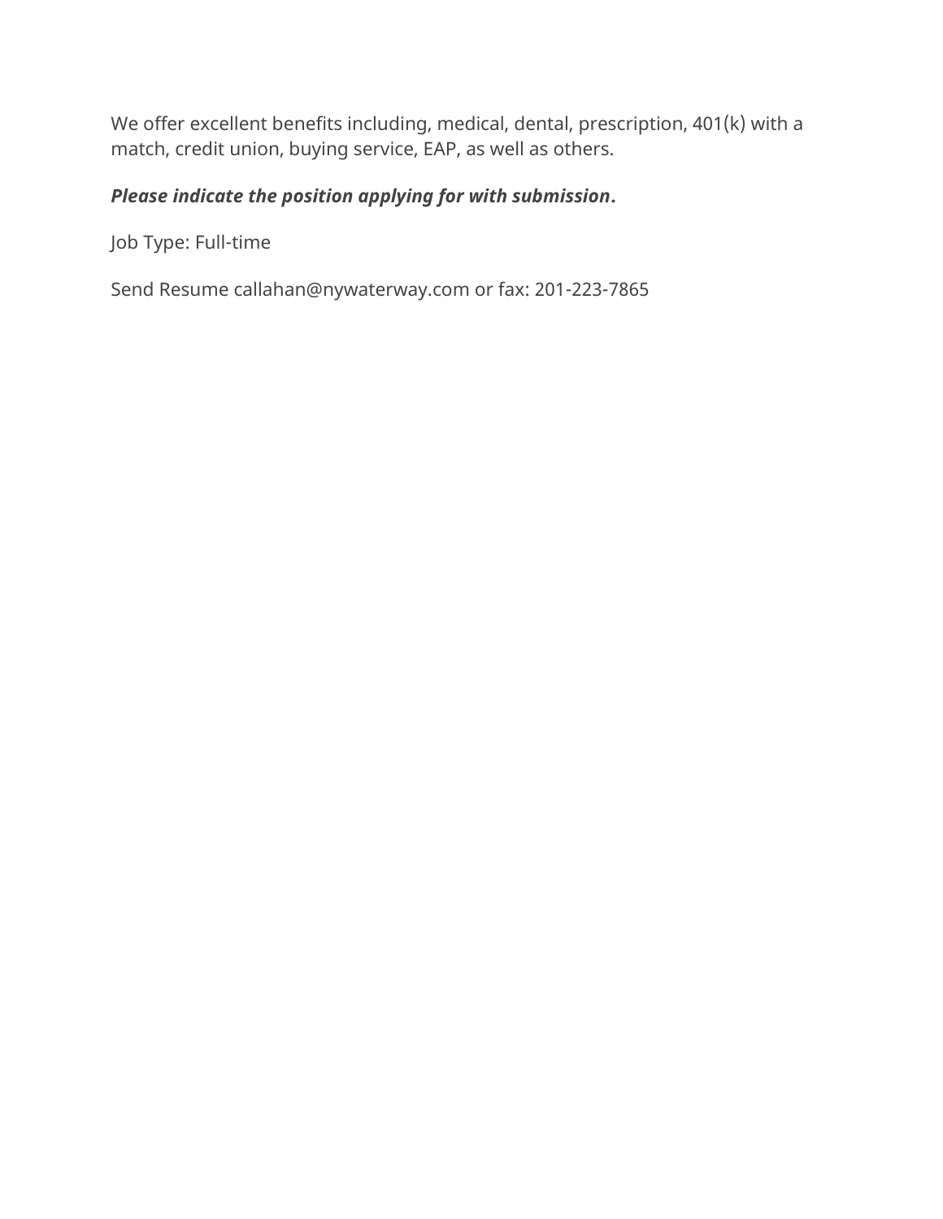We offer excellent benefits including, medical, dental, prescription, 401(k) with a match, credit union, buying service, EAP, as well as others.

***Please indicate the position applying for with submission*.**

Job Type: Full-time

Send Resume callahan@nywaterway.com or fax: 201-223-7865